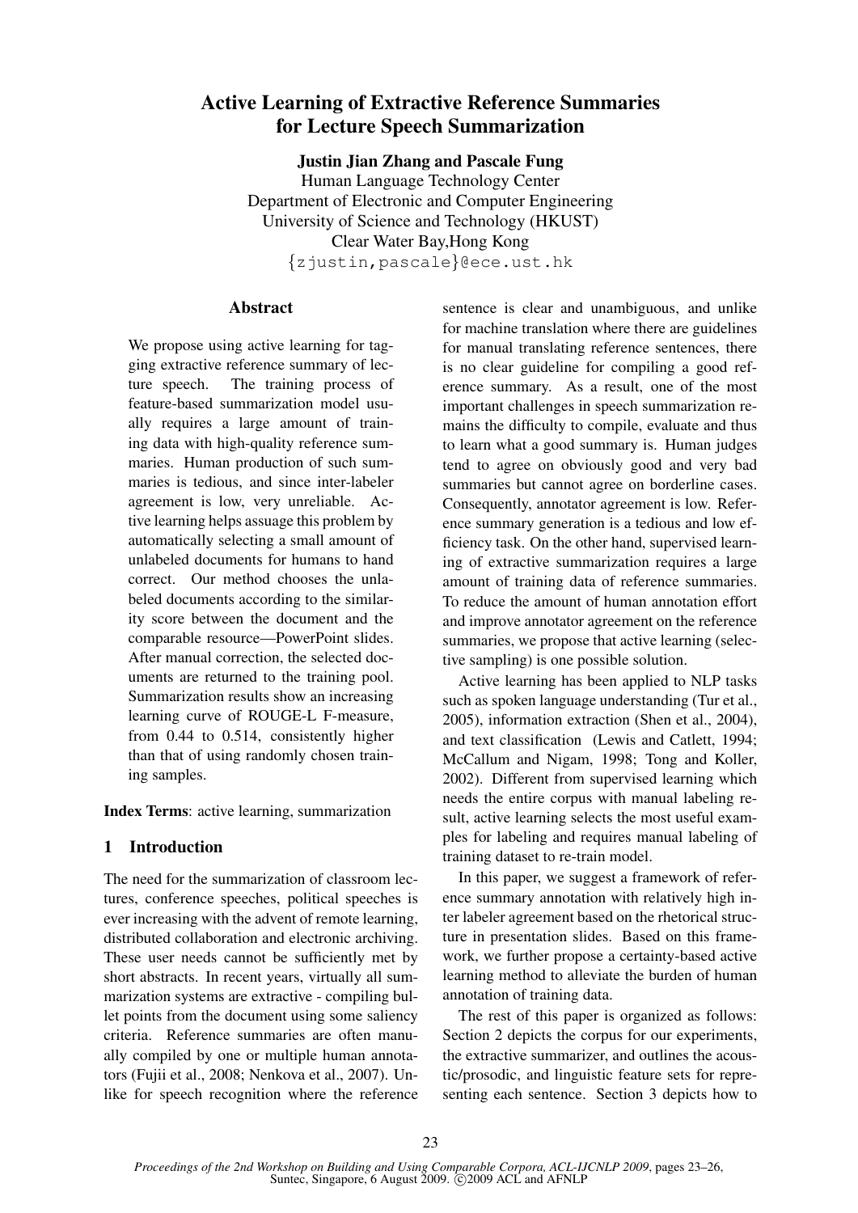# Active Learning of Extractive Reference Summaries for Lecture Speech Summarization

**Justin Jian Zhang and Pascale Fung**
Human Language Technology Center
Department of Electronic and Computer Engineering
University of Science and Technology (HKUST)
Clear Water Bay,Hong Kong
{zjustin,pascale}@ece.ust.hk

## Abstract

We propose using active learning for tagging extractive reference summary of lecture speech. The training process of feature-based summarization model usually requires a large amount of training data with high-quality reference summaries. Human production of such summaries is tedious, and since inter-labeler agreement is low, very unreliable. Active learning helps assuage this problem by automatically selecting a small amount of unlabeled documents for humans to hand correct. Our method chooses the unlabeled documents according to the similarity score between the document and the comparable resource—PowerPoint slides. After manual correction, the selected documents are returned to the training pool. Summarization results show an increasing learning curve of ROUGE-L F-measure, from 0.44 to 0.514, consistently higher than that of using randomly chosen training samples.

**Index Terms**: active learning, summarization

## 1 Introduction

The need for the summarization of classroom lectures, conference speeches, political speeches is ever increasing with the advent of remote learning, distributed collaboration and electronic archiving. These user needs cannot be sufficiently met by short abstracts. In recent years, virtually all summarization systems are extractive - compiling bullet points from the document using some saliency criteria. Reference summaries are often manually compiled by one or multiple human annotators (Fujii et al., 2008; Nenkova et al., 2007). Unlike for speech recognition where the reference sentence is clear and unambiguous, and unlike for machine translation where there are guidelines for manual translating reference sentences, there is no clear guideline for compiling a good reference summary. As a result, one of the most important challenges in speech summarization remains the difficulty to compile, evaluate and thus to learn what a good summary is. Human judges tend to agree on obviously good and very bad summaries but cannot agree on borderline cases. Consequently, annotator agreement is low. Reference summary generation is a tedious and low efficiency task. On the other hand, supervised learning of extractive summarization requires a large amount of training data of reference summaries. To reduce the amount of human annotation effort and improve annotator agreement on the reference summaries, we propose that active learning (selective sampling) is one possible solution.

Active learning has been applied to NLP tasks such as spoken language understanding (Tur et al., 2005), information extraction (Shen et al., 2004), and text classification (Lewis and Catlett, 1994; McCallum and Nigam, 1998; Tong and Koller, 2002). Different from supervised learning which needs the entire corpus with manual labeling result, active learning selects the most useful examples for labeling and requires manual labeling of training dataset to re-train model.

In this paper, we suggest a framework of reference summary annotation with relatively high inter labeler agreement based on the rhetorical structure in presentation slides. Based on this framework, we further propose a certainty-based active learning method to alleviate the burden of human annotation of training data.

The rest of this paper is organized as follows: Section 2 depicts the corpus for our experiments, the extractive summarizer, and outlines the acoustic/prosodic, and linguistic feature sets for representing each sentence. Section 3 depicts how to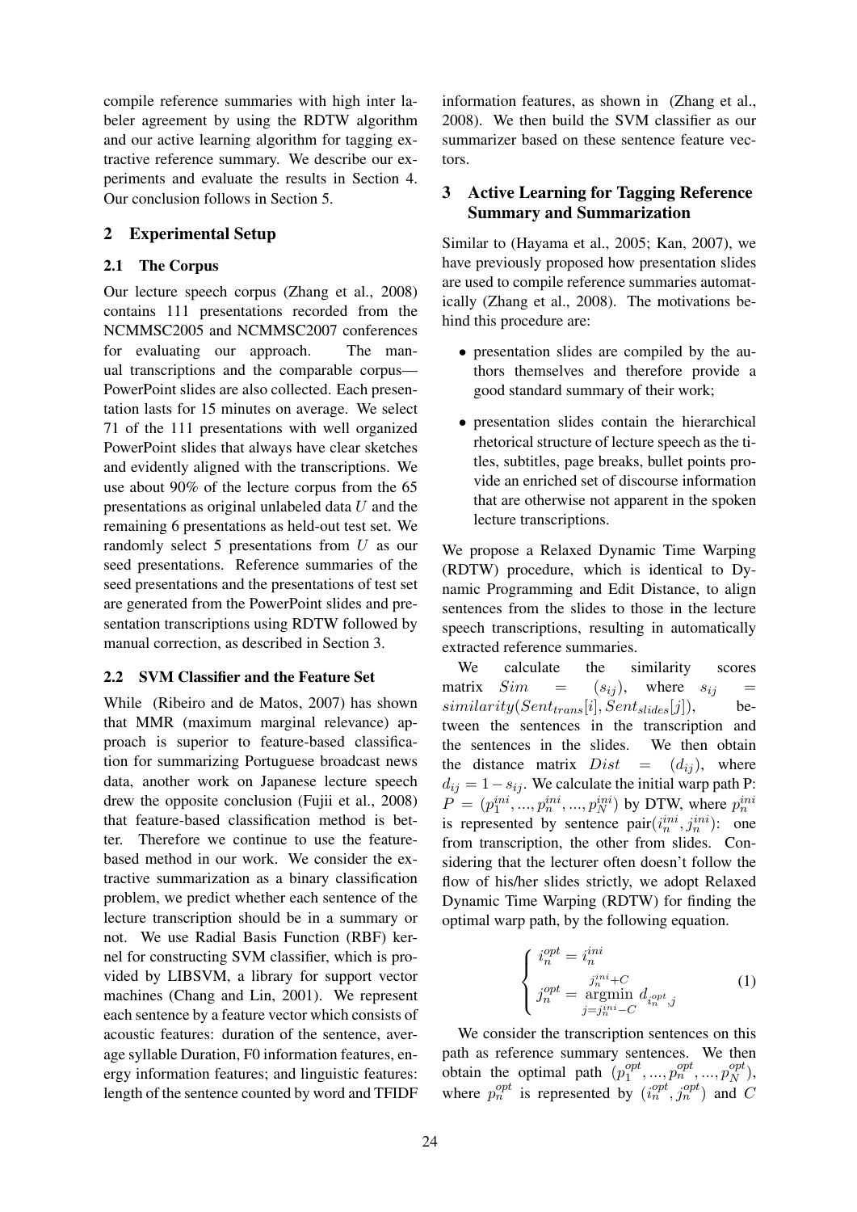compile reference summaries with high inter labeler agreement by using the RDTW algorithm and our active learning algorithm for tagging extractive reference summary. We describe our experiments and evaluate the results in Section 4. Our conclusion follows in Section 5.

## 2 Experimental Setup

### 2.1 The Corpus

Our lecture speech corpus (Zhang et al., 2008) contains 111 presentations recorded from the NCMMSC2005 and NCMMSC2007 conferences for evaluating our approach. The manual transcriptions and the comparable corpus—PowerPoint slides are also collected. Each presentation lasts for 15 minutes on average. We select 71 of the 111 presentations with well organized PowerPoint slides that always have clear sketches and evidently aligned with the transcriptions. We use about 90% of the lecture corpus from the 65 presentations as original unlabeled data $U$ and the remaining 6 presentations as held-out test set. We randomly select 5 presentations from $U$ as our seed presentations. Reference summaries of the seed presentations and the presentations of test set are generated from the PowerPoint slides and presentation transcriptions using RDTW followed by manual correction, as described in Section 3.

### 2.2 SVM Classifier and the Feature Set

While (Ribeiro and de Matos, 2007) has shown that MMR (maximum marginal relevance) approach is superior to feature-based classification for summarizing Portuguese broadcast news data, another work on Japanese lecture speech drew the opposite conclusion (Fujii et al., 2008) that feature-based classification method is better. Therefore we continue to use the feature-based method in our work. We consider the extractive summarization as a binary classification problem, we predict whether each sentence of the lecture transcription should be in a summary or not. We use Radial Basis Function (RBF) kernel for constructing SVM classifier, which is provided by LIBSVM, a library for support vector machines (Chang and Lin, 2001). We represent each sentence by a feature vector which consists of acoustic features: duration of the sentence, average syllable Duration, F0 information features, energy information features; and linguistic features: length of the sentence counted by word and TFIDF information features, as shown in (Zhang et al., 2008). We then build the SVM classifier as our summarizer based on these sentence feature vectors.

## 3 Active Learning for Tagging Reference Summary and Summarization

Similar to (Hayama et al., 2005; Kan, 2007), we have previously proposed how presentation slides are used to compile reference summaries automatically (Zhang et al., 2008). The motivations behind this procedure are:

- presentation slides are compiled by the authors themselves and therefore provide a good standard summary of their work;
- presentation slides contain the hierarchical rhetorical structure of lecture speech as the titles, subtitles, page breaks, bullet points provide an enriched set of discourse information that are otherwise not apparent in the spoken lecture transcriptions.

We propose a Relaxed Dynamic Time Warping (RDTW) procedure, which is identical to Dynamic Programming and Edit Distance, to align sentences from the slides to those in the lecture speech transcriptions, resulting in automatically extracted reference summaries.

We calculate the similarity scores matrix $Sim = (s_{ij})$, where $s_{ij} = similarity(Sent_{trans}[i], Sent_{slides}[j])$, between the sentences in the transcription and the sentences in the slides. We then obtain the distance matrix $Dist = (d_{ij})$, where $d_{ij} = 1 - s_{ij}$. We calculate the initial warp path P: $P = (p_1^{ini}, ..., p_n^{ini}, ..., p_N^{ini})$ by DTW, where $p_n^{ini}$ is represented by sentence pair$(i_n^{ini}, j_n^{ini})$: one from transcription, the other from slides. Considering that the lecturer often doesn't follow the flow of his/her slides strictly, we adopt Relaxed Dynamic Time Warping (RDTW) for finding the optimal warp path, by the following equation.

$$\begin{cases} i_n^{opt} = i_n^{ini} \\ j_n^{opt} = \underset{j=j_n^{ini}-C}{\overset{j_n^{ini}+C}{\operatorname{argmin}}}\, d_{i_n^{opt},j} \end{cases} \tag{1}$$

We consider the transcription sentences on this path as reference summary sentences. We then obtain the optimal path $(p_1^{opt}, ..., p_n^{opt}, ..., p_N^{opt})$, where $p_n^{opt}$ is represented by $(i_n^{opt}, j_n^{opt})$ and $C$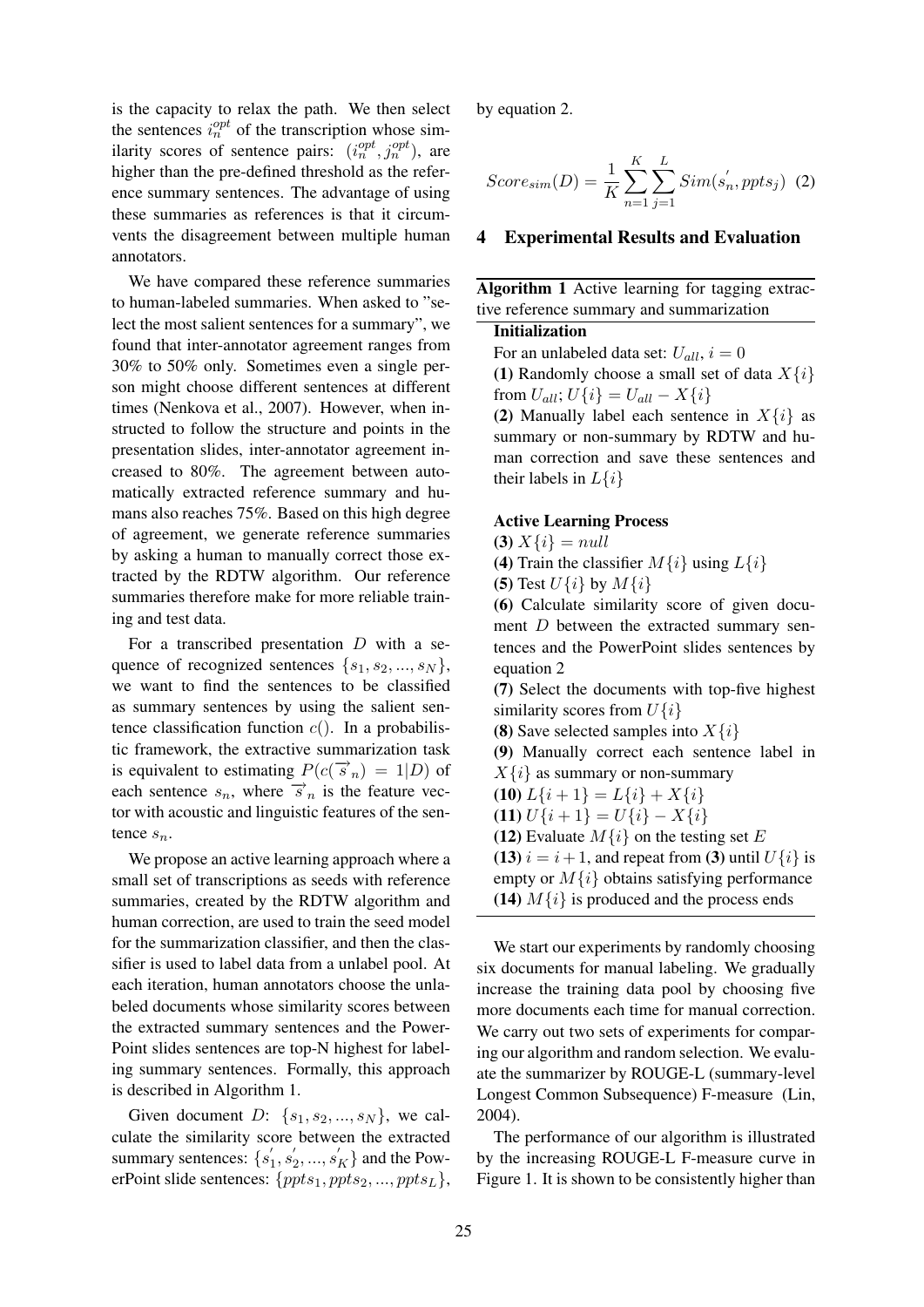is the capacity to relax the path. We then select the sentences $i_n^{opt}$ of the transcription whose similarity scores of sentence pairs: $(i_n^{opt}, j_n^{opt})$, are higher than the pre-defined threshold as the reference summary sentences. The advantage of using these summaries as references is that it circumvents the disagreement between multiple human annotators.

We have compared these reference summaries to human-labeled summaries. When asked to "select the most salient sentences for a summary", we found that inter-annotator agreement ranges from 30% to 50% only. Sometimes even a single person might choose different sentences at different times (Nenkova et al., 2007). However, when instructed to follow the structure and points in the presentation slides, inter-annotator agreement increased to 80%. The agreement between automatically extracted reference summary and humans also reaches 75%. Based on this high degree of agreement, we generate reference summaries by asking a human to manually correct those extracted by the RDTW algorithm. Our reference summaries therefore make for more reliable training and test data.

For a transcribed presentation $D$ with a sequence of recognized sentences $\{s_1, s_2, ..., s_N\}$, we want to find the sentences to be classified as summary sentences by using the salient sentence classification function $c()$. In a probabilistic framework, the extractive summarization task is equivalent to estimating $P(c(\overrightarrow{s}_n) = 1|D)$ of each sentence $s_n$, where $\overrightarrow{s}_n$ is the feature vector with acoustic and linguistic features of the sentence $s_n$.

We propose an active learning approach where a small set of transcriptions as seeds with reference summaries, created by the RDTW algorithm and human correction, are used to train the seed model for the summarization classifier, and then the classifier is used to label data from a unlabel pool. At each iteration, human annotators choose the unlabeled documents whose similarity scores between the extracted summary sentences and the PowerPoint slides sentences are top-N highest for labeling summary sentences. Formally, this approach is described in Algorithm 1.

Given document $D$: $\{s_1, s_2, ..., s_N\}$, we calculate the similarity score between the extracted summary sentences: $\{s_1^{'}, s_2^{'}, ..., s_K^{'}\}$ and the PowerPoint slide sentences: $\{ppts_1, ppts_2, ..., ppts_L\}$, by equation 2.

$$Score_{sim}(D) = \frac{1}{K} \sum_{n=1}^{K} \sum_{j=1}^{L} Sim(s_n^{'}, ppts_j) \quad (2)$$

## 4 Experimental Results and Evaluation

**Algorithm 1** Active learning for tagging extractive reference summary and summarization

**Initialization**

For an unlabeled data set: $U_{all}$, $i = 0$

**(1)** Randomly choose a small set of data $X\{i\}$ from $U_{all}$; $U\{i\} = U_{all} - X\{i\}$

**(2)** Manually label each sentence in $X\{i\}$ as summary or non-summary by RDTW and human correction and save these sentences and their labels in $L\{i\}$

**Active Learning Process**

**(3)** $X\{i\} = null$

**(4)** Train the classifier $M\{i\}$ using $L\{i\}$

**(5)** Test $U\{i\}$ by $M\{i\}$

**(6)** Calculate similarity score of given document $D$ between the extracted summary sentences and the PowerPoint slides sentences by equation 2

**(7)** Select the documents with top-five highest similarity scores from $U\{i\}$

**(8)** Save selected samples into $X\{i\}$

**(9)** Manually correct each sentence label in $X\{i\}$ as summary or non-summary

**(10)** $L\{i+1\} = L\{i\} + X\{i\}$

**(11)** $U\{i+1\} = U\{i\} - X\{i\}$

**(12)** Evaluate $M\{i\}$ on the testing set $E$

**(13)** $i = i + 1$, and repeat from **(3)** until $U\{i\}$ is empty or $M\{i\}$ obtains satisfying performance

**(14)** $M\{i\}$ is produced and the process ends

We start our experiments by randomly choosing six documents for manual labeling. We gradually increase the training data pool by choosing five more documents each time for manual correction. We carry out two sets of experiments for comparing our algorithm and random selection. We evaluate the summarizer by ROUGE-L (summary-level Longest Common Subsequence) F-measure (Lin, 2004).

The performance of our algorithm is illustrated by the increasing ROUGE-L F-measure curve in Figure 1. It is shown to be consistently higher than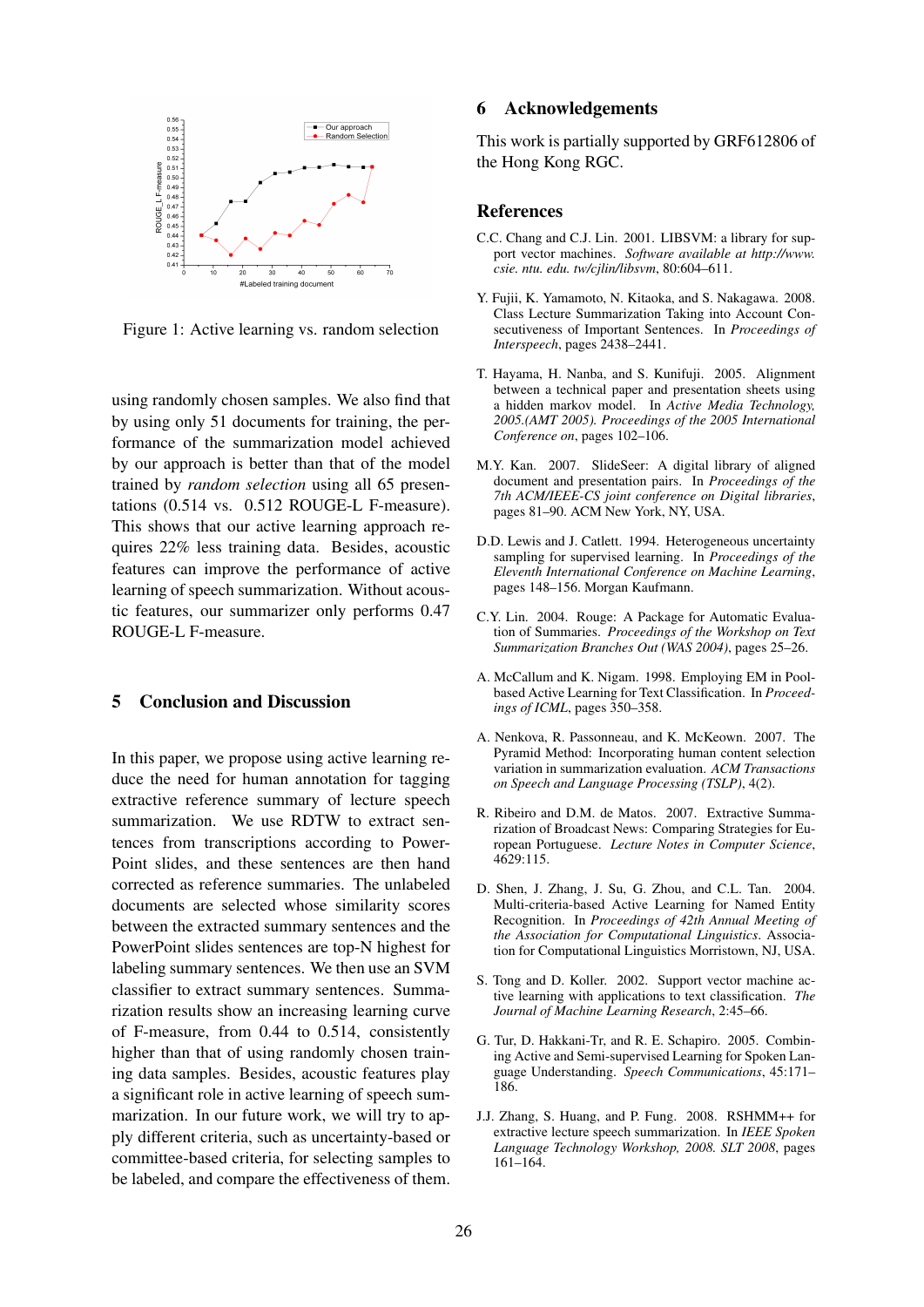0.56
0.55
0.54
0.53
0.52
0.51
0.50
0.49
0.48
0.47
0.46
0.45
0.44
0.43
0.42
0.41

ROUGE_L F-measure

0 10 20 30 40 50 60 70

#Labeled training document

Our approach
Random Selection

Figure 1: Active learning vs. random selection

using randomly chosen samples. We also find that by using only 51 documents for training, the performance of the summarization model achieved by our approach is better than that of the model trained by *random selection* using all 65 presentations (0.514 vs. 0.512 ROUGE-L F-measure). This shows that our active learning approach requires 22% less training data. Besides, acoustic features can improve the performance of active learning of speech summarization. Without acoustic features, our summarizer only performs 0.47 ROUGE-L F-measure.

## 5 Conclusion and Discussion

In this paper, we propose using active learning reduce the need for human annotation for tagging extractive reference summary of lecture speech summarization. We use RDTW to extract sentences from transcriptions according to PowerPoint slides, and these sentences are then hand corrected as reference summaries. The unlabeled documents are selected whose similarity scores between the extracted summary sentences and the PowerPoint slides sentences are top-N highest for labeling summary sentences. We then use an SVM classifier to extract summary sentences. Summarization results show an increasing learning curve of F-measure, from 0.44 to 0.514, consistently higher than that of using randomly chosen training data samples. Besides, acoustic features play a significant role in active learning of speech summarization. In our future work, we will try to apply different criteria, such as uncertainty-based or committee-based criteria, for selecting samples to be labeled, and compare the effectiveness of them.

## 6 Acknowledgements

This work is partially supported by GRF612806 of the Hong Kong RGC.

## References

C.C. Chang and C.J. Lin. 2001. LIBSVM: a library for support vector machines. *Software available at http://www. csie. ntu. edu. tw/cjlin/libsvm*, 80:604–611.

Y. Fujii, K. Yamamoto, N. Kitaoka, and S. Nakagawa. 2008. Class Lecture Summarization Taking into Account Consecutiveness of Important Sentences. In *Proceedings of Interspeech*, pages 2438–2441.

T. Hayama, H. Nanba, and S. Kunifuji. 2005. Alignment between a technical paper and presentation sheets using a hidden markov model. In *Active Media Technology, 2005.(AMT 2005). Proceedings of the 2005 International Conference on*, pages 102–106.

M.Y. Kan. 2007. SlideSeer: A digital library of aligned document and presentation pairs. In *Proceedings of the 7th ACM/IEEE-CS joint conference on Digital libraries*, pages 81–90. ACM New York, NY, USA.

D.D. Lewis and J. Catlett. 1994. Heterogeneous uncertainty sampling for supervised learning. In *Proceedings of the Eleventh International Conference on Machine Learning*, pages 148–156. Morgan Kaufmann.

C.Y. Lin. 2004. Rouge: A Package for Automatic Evaluation of Summaries. *Proceedings of the Workshop on Text Summarization Branches Out (WAS 2004)*, pages 25–26.

A. McCallum and K. Nigam. 1998. Employing EM in Pool-based Active Learning for Text Classification. In *Proceedings of ICML*, pages 350–358.

A. Nenkova, R. Passonneau, and K. McKeown. 2007. The Pyramid Method: Incorporating human content selection variation in summarization evaluation. *ACM Transactions on Speech and Language Processing (TSLP)*, 4(2).

R. Ribeiro and D.M. de Matos. 2007. Extractive Summarization of Broadcast News: Comparing Strategies for European Portuguese. *Lecture Notes in Computer Science*, 4629:115.

D. Shen, J. Zhang, J. Su, G. Zhou, and C.L. Tan. 2004. Multi-criteria-based Active Learning for Named Entity Recognition. In *Proceedings of 42th Annual Meeting of the Association for Computational Linguistics*. Association for Computational Linguistics Morristown, NJ, USA.

S. Tong and D. Koller. 2002. Support vector machine active learning with applications to text classification. *The Journal of Machine Learning Research*, 2:45–66.

G. Tur, D. Hakkani-Tr, and R. E. Schapiro. 2005. Combining Active and Semi-supervised Learning for Spoken Language Understanding. *Speech Communications*, 45:171–186.

J.J. Zhang, S. Huang, and P. Fung. 2008. RSHMM++ for extractive lecture speech summarization. In *IEEE Spoken Language Technology Workshop, 2008. SLT 2008*, pages 161–164.